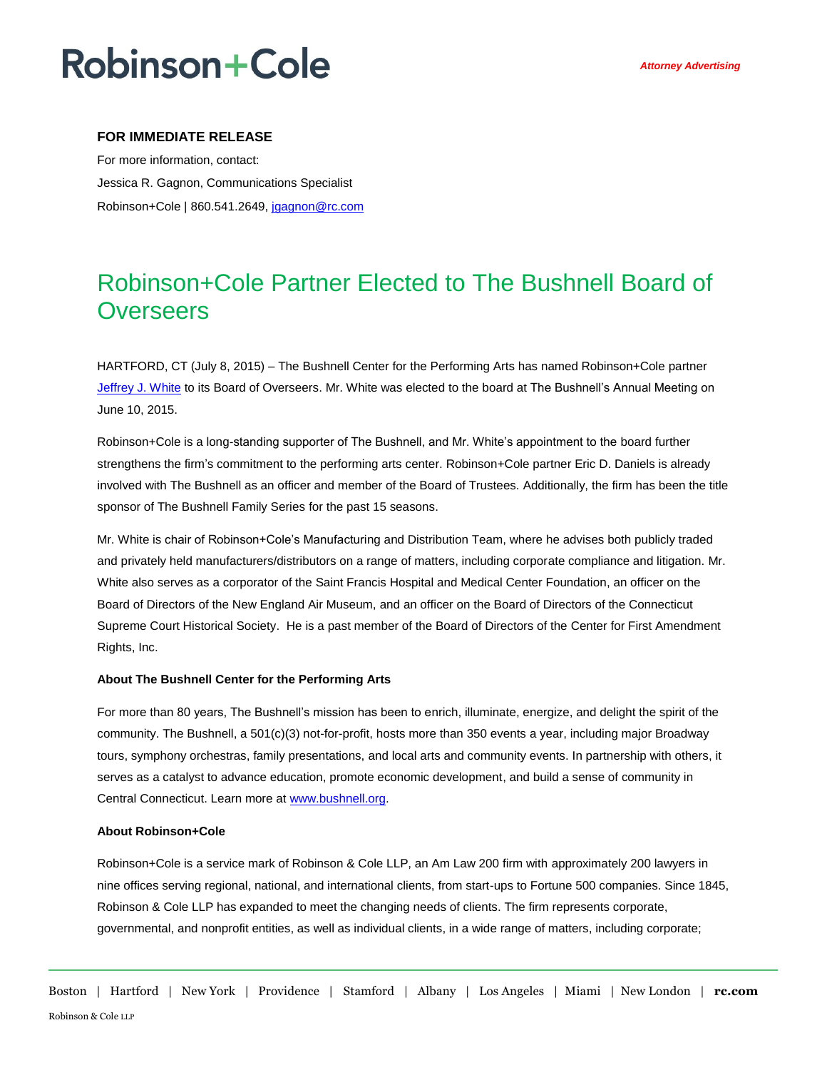Robinson+Cole

*Attorney Advertising*

**FOR IMMEDIATE RELEASE**

For more information, contact:

Jessica R. Gagnon, Communications Specialist

Robinson+Cole | 860.541.2649, jgagnon@rc.com

# Robinson+Cole Partner Elected to The Bushnell Board of Overseers

HARTFORD, CT (July 8, 2015) – The Bushnell Center for the Performing Arts has named Robinson+Cole partner Jeffrey J. White to its Board of Overseers. Mr. White was elected to the board at The Bushnell's Annual Meeting on June 10, 2015.

Robinson+Cole is a long-standing supporter of The Bushnell, and Mr. White's appointment to the board further strengthens the firm's commitment to the performing arts center. Robinson+Cole partner Eric D. Daniels is already involved with The Bushnell as an officer and member of the Board of Trustees. Additionally, the firm has been the title sponsor of The Bushnell Family Series for the past 15 seasons.

Mr. White is chair of Robinson+Cole's Manufacturing and Distribution Team, where he advises both publicly traded and privately held manufacturers/distributors on a range of matters, including corporate compliance and litigation. Mr. White also serves as a corporator of the Saint Francis Hospital and Medical Center Foundation, an officer on the Board of Directors of the New England Air Museum, and an officer on the Board of Directors of the Connecticut Supreme Court Historical Society. He is a past member of the Board of Directors of the Center for First Amendment Rights, Inc.

**About The Bushnell Center for the Performing Arts**

For more than 80 years, The Bushnell's mission has been to enrich, illuminate, energize, and delight the spirit of the community. The Bushnell, a 501(c)(3) not-for-profit, hosts more than 350 events a year, including major Broadway tours, symphony orchestras, family presentations, and local arts and community events. In partnership with others, it serves as a catalyst to advance education, promote economic development, and build a sense of community in Central Connecticut. Learn more at www.bushnell.org.

**About Robinson+Cole**

Robinson+Cole is a service mark of Robinson & Cole LLP, an Am Law 200 firm with approximately 200 lawyers in nine offices serving regional, national, and international clients, from start-ups to Fortune 500 companies. Since 1845, Robinson & Cole LLP has expanded to meet the changing needs of clients. The firm represents corporate, governmental, and nonprofit entities, as well as individual clients, in a wide range of matters, including corporate;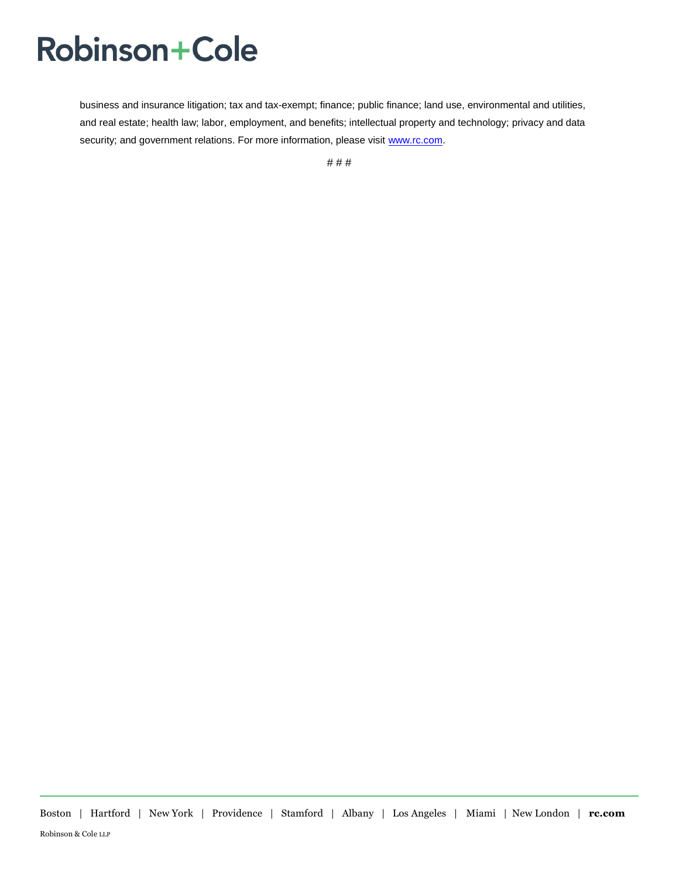business and insurance litigation; tax and tax-exempt; finance; public finance; land use, environmental and utilities, and real estate; health law; labor, employment, and benefits; intellectual property and technology; privacy and data security; and government relations. For more information, please visit [www.rc.com](http://www.rc.com).

# # #